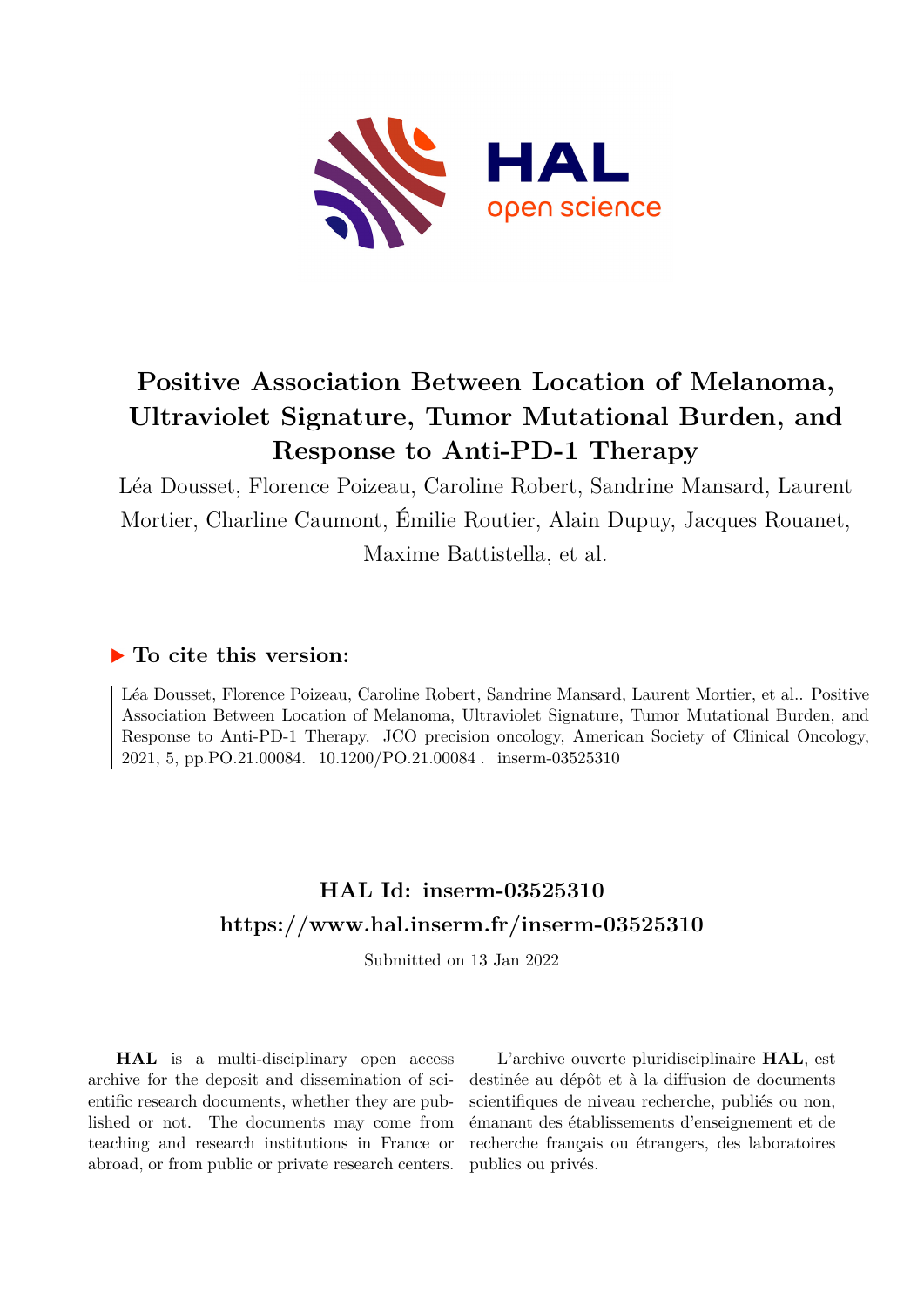# Positive Association Between Location of Melanoma, Ultraviolet Signature, Tumor Mutational Burden, and Response to Anti-PD-1 Therapy

Léa Dousset, Florence Poizeau, Caroline Robert, Sandrine Mansard, Laurent Mortier, Charline Caumont, Émilie Routier, Alain Dupuy, Jacques Rouanet, Maxime Battistella, et al.

## ▶ To cite this version:

Léa Dousset, Florence Poizeau, Caroline Robert, Sandrine Mansard, Laurent Mortier, et al.. Positive Association Between Location of Melanoma, Ultraviolet Signature, Tumor Mutational Burden, and Response to Anti-PD-1 Therapy. JCO precision oncology, American Society of Clinical Oncology, 2021, 5, pp.PO.21.00084. 10.1200/PO.21.00084 . inserm-03525310

## HAL Id: inserm-03525310
## https://www.hal.inserm.fr/inserm-03525310

Submitted on 13 Jan 2022

**HAL** is a multi-disciplinary open access archive for the deposit and dissemination of scientific research documents, whether they are published or not. The documents may come from teaching and research institutions in France or abroad, or from public or private research centers.

L'archive ouverte pluridisciplinaire **HAL**, est destinée au dépôt et à la diffusion de documents scientifiques de niveau recherche, publiés ou non, émanant des établissements d'enseignement et de recherche français ou étrangers, des laboratoires publics ou privés.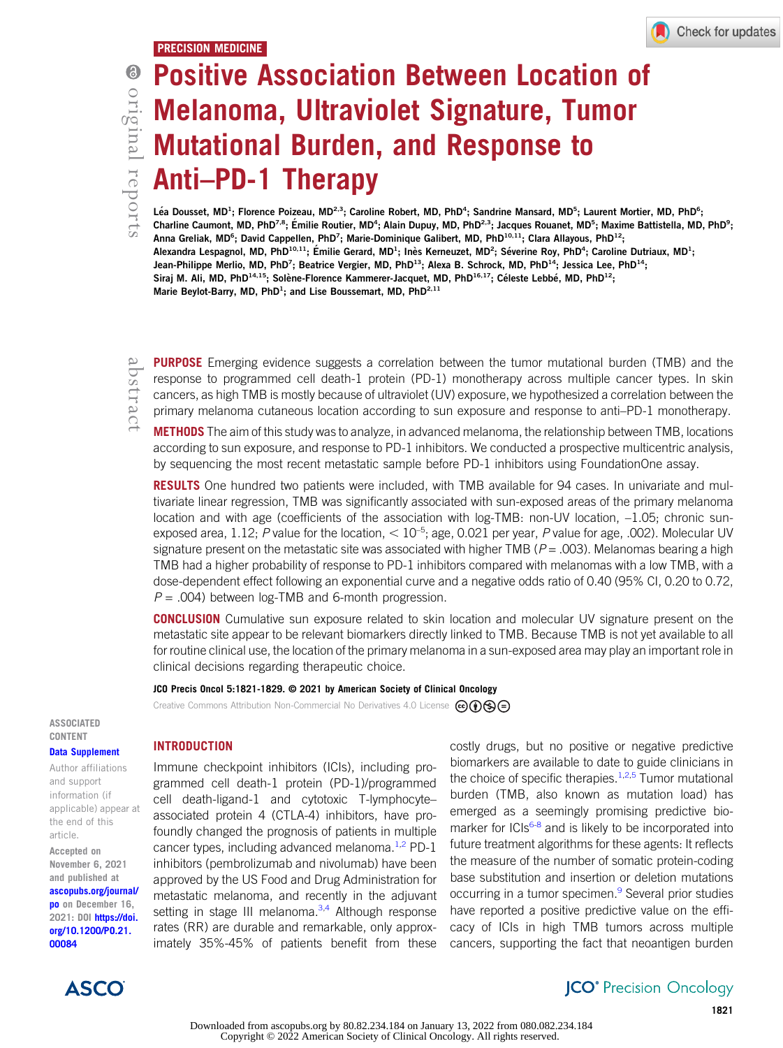PRECISION MEDICINE

# Positive Association Between Location of Melanoma, Ultraviolet Signature, Tumor Mutational Burden, and Response to Anti–PD-1 Therapy

Léa Dousset, MD[1]; Florence Poizeau, MD[2,3]; Caroline Robert, MD, PhD[4]; Sandrine Mansard, MD[5]; Laurent Mortier, MD, PhD[6]; Charline Caumont, MD, PhD[7,8]; Émilie Routier, MD[4]; Alain Dupuy, MD, PhD[2,3]; Jacques Rouanet, MD[5]; Maxime Battistella, MD, PhD[9]; Anna Greliak, MD[6]; David Cappellen, PhD[7]; Marie-Dominique Galibert, MD, PhD[10,11]; Clara Allayous, PhD[12]; Alexandra Lespagnol, MD, PhD[10,11]; Émilie Gerard, MD[1]; Inès Kerneuzet, MD[2]; Séverine Roy, PhD[4]; Caroline Dutriaux, MD[1]; Jean-Philippe Merlio, MD, PhD[7]; Beatrice Vergier, MD, PhD[13]; Alexa B. Schrock, MD, PhD[14]; Jessica Lee, PhD[14]; Siraj M. Ali, MD, PhD[14,15]; Solène-Florence Kammerer-Jacquet, MD, PhD[16,17]; Céleste Lebbé, MD, PhD[12]; Marie Beylot-Barry, MD, PhD[1]; and Lise Boussemart, MD, PhD[2,11]

## abstract

**PURPOSE** Emerging evidence suggests a correlation between the tumor mutational burden (TMB) and the response to programmed cell death-1 protein (PD-1) monotherapy across multiple cancer types. In skin cancers, as high TMB is mostly because of ultraviolet (UV) exposure, we hypothesized a correlation between the primary melanoma cutaneous location according to sun exposure and response to anti–PD-1 monotherapy.

**METHODS** The aim of this study was to analyze, in advanced melanoma, the relationship between TMB, locations according to sun exposure, and response to PD-1 inhibitors. We conducted a prospective multicentric analysis, by sequencing the most recent metastatic sample before PD-1 inhibitors using FoundationOne assay.

**RESULTS** One hundred two patients were included, with TMB available for 94 cases. In univariate and multivariate linear regression, TMB was significantly associated with sun-exposed areas of the primary melanoma location and with age (coefficients of the association with log-TMB: non-UV location, –1.05; chronic sun-exposed area, 1.12; *P* value for the location, $< 10^{-5}$; age, 0.021 per year, *P* value for age, .002). Molecular UV signature present on the metastatic site was associated with higher TMB (*P* = .003). Melanomas bearing a high TMB had a higher probability of response to PD-1 inhibitors compared with melanomas with a low TMB, with a dose-dependent effect following an exponential curve and a negative odds ratio of 0.40 (95% CI, 0.20 to 0.72, *P* = .004) between log-TMB and 6-month progression.

**CONCLUSION** Cumulative sun exposure related to skin location and molecular UV signature present on the metastatic site appear to be relevant biomarkers directly linked to TMB. Because TMB is not yet available to all for routine clinical use, the location of the primary melanoma in a sun-exposed area may play an important role in clinical decisions regarding therapeutic choice.

JCO Precis Oncol 5:1821-1829. © 2021 by American Society of Clinical Oncology

Creative Commons Attribution Non-Commercial No Derivatives 4.0 License

ASSOCIATED CONTENT

Data Supplement

Author affiliations and support information (if applicable) appear at the end of this article.

Accepted on November 6, 2021 and published at ascopubs.org/journal/po on December 16, 2021: DOI https://doi.org/10.1200/PO.21.00084

## INTRODUCTION

Immune checkpoint inhibitors (ICIs), including programmed cell death-1 protein (PD-1)/programmed cell death-ligand-1 and cytotoxic T-lymphocyte–associated protein 4 (CTLA-4) inhibitors, have profoundly changed the prognosis of patients in multiple cancer types, including advanced melanoma.[1,2] PD-1 inhibitors (pembrolizumab and nivolumab) have been approved by the US Food and Drug Administration for metastatic melanoma, and recently in the adjuvant setting in stage III melanoma.[3,4] Although response rates (RR) are durable and remarkable, only approximately 35%-45% of patients benefit from these costly drugs, but no positive or negative predictive biomarkers are available to date to guide clinicians in the choice of specific therapies.[1,2,5] Tumor mutational burden (TMB, also known as mutation load) has emerged as a seemingly promising predictive biomarker for ICIs[6-8] and is likely to be incorporated into future treatment algorithms for these agents: It reflects the measure of the number of somatic protein-coding base substitution and insertion or deletion mutations occurring in a tumor specimen.[9] Several prior studies have reported a positive predictive value on the efficacy of ICIs in high TMB tumors across multiple cancers, supporting the fact that neoantigen burden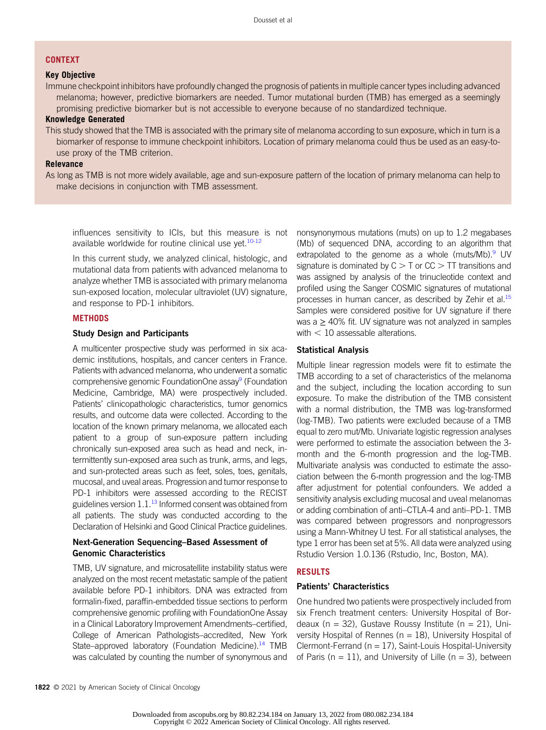## CONTEXT

### Key Objective

Immune checkpoint inhibitors have profoundly changed the prognosis of patients in multiple cancer types including advanced melanoma; however, predictive biomarkers are needed. Tumor mutational burden (TMB) has emerged as a seemingly promising predictive biomarker but is not accessible to everyone because of no standardized technique.

### Knowledge Generated

This study showed that the TMB is associated with the primary site of melanoma according to sun exposure, which in turn is a biomarker of response to immune checkpoint inhibitors. Location of primary melanoma could thus be used as an easy-to-use proxy of the TMB criterion.

### Relevance

As long as TMB is not more widely available, age and sun-exposure pattern of the location of primary melanoma can help to make decisions in conjunction with TMB assessment.

influences sensitivity to ICIs, but this measure is not available worldwide for routine clinical use yet.[10-12]

In this current study, we analyzed clinical, histologic, and mutational data from patients with advanced melanoma to analyze whether TMB is associated with primary melanoma sun-exposed location, molecular ultraviolet (UV) signature, and response to PD-1 inhibitors.

## METHODS

### Study Design and Participants

A multicenter prospective study was performed in six academic institutions, hospitals, and cancer centers in France. Patients with advanced melanoma, who underwent a somatic comprehensive genomic FoundationOne assay[9] (Foundation Medicine, Cambridge, MA) were prospectively included. Patients' clinicopathologic characteristics, tumor genomics results, and outcome data were collected. According to the location of the known primary melanoma, we allocated each patient to a group of sun-exposure pattern including chronically sun-exposed area such as head and neck, intermittently sun-exposed area such as trunk, arms, and legs, and sun-protected areas such as feet, soles, toes, genitals, mucosal, and uveal areas. Progression and tumor response to PD-1 inhibitors were assessed according to the RECIST guidelines version 1.1.[13] Informed consent was obtained from all patients. The study was conducted according to the Declaration of Helsinki and Good Clinical Practice guidelines.

### Next-Generation Sequencing–Based Assessment of Genomic Characteristics

TMB, UV signature, and microsatellite instability status were analyzed on the most recent metastatic sample of the patient available before PD-1 inhibitors. DNA was extracted from formalin-fixed, paraffin-embedded tissue sections to perform comprehensive genomic profiling with FoundationOne Assay in a Clinical Laboratory Improvement Amendments–certified, College of American Pathologists–accredited, New York State–approved laboratory (Foundation Medicine).[14] TMB was calculated by counting the number of synonymous and nonsynonymous mutations (muts) on up to 1.2 megabases (Mb) of sequenced DNA, according to an algorithm that extrapolated to the genome as a whole (muts/Mb).[9] UV signature is dominated by C > T or CC > TT transitions and was assigned by analysis of the trinucleotide context and profiled using the Sanger COSMIC signatures of mutational processes in human cancer, as described by Zehir et al.[15] Samples were considered positive for UV signature if there was a ≥ 40% fit. UV signature was not analyzed in samples with < 10 assessable alterations.

### Statistical Analysis

Multiple linear regression models were fit to estimate the TMB according to a set of characteristics of the melanoma and the subject, including the location according to sun exposure. To make the distribution of the TMB consistent with a normal distribution, the TMB was log-transformed (log-TMB). Two patients were excluded because of a TMB equal to zero mut/Mb. Univariate logistic regression analyses were performed to estimate the association between the 3-month and the 6-month progression and the log-TMB. Multivariate analysis was conducted to estimate the association between the 6-month progression and the log-TMB after adjustment for potential confounders. We added a sensitivity analysis excluding mucosal and uveal melanomas or adding combination of anti–CTLA-4 and anti–PD-1. TMB was compared between progressors and nonprogressors using a Mann-Whitney U test. For all statistical analyses, the type 1 error has been set at 5%. All data were analyzed using Rstudio Version 1.0.136 (Rstudio, Inc, Boston, MA).

## RESULTS

### Patients' Characteristics

One hundred two patients were prospectively included from six French treatment centers: University Hospital of Bordeaux (n = 32), Gustave Roussy Institute (n = 21), University Hospital of Rennes (n = 18), University Hospital of Clermont-Ferrand (n = 17), Saint-Louis Hospital-University of Paris (n = 11), and University of Lille (n = 3), between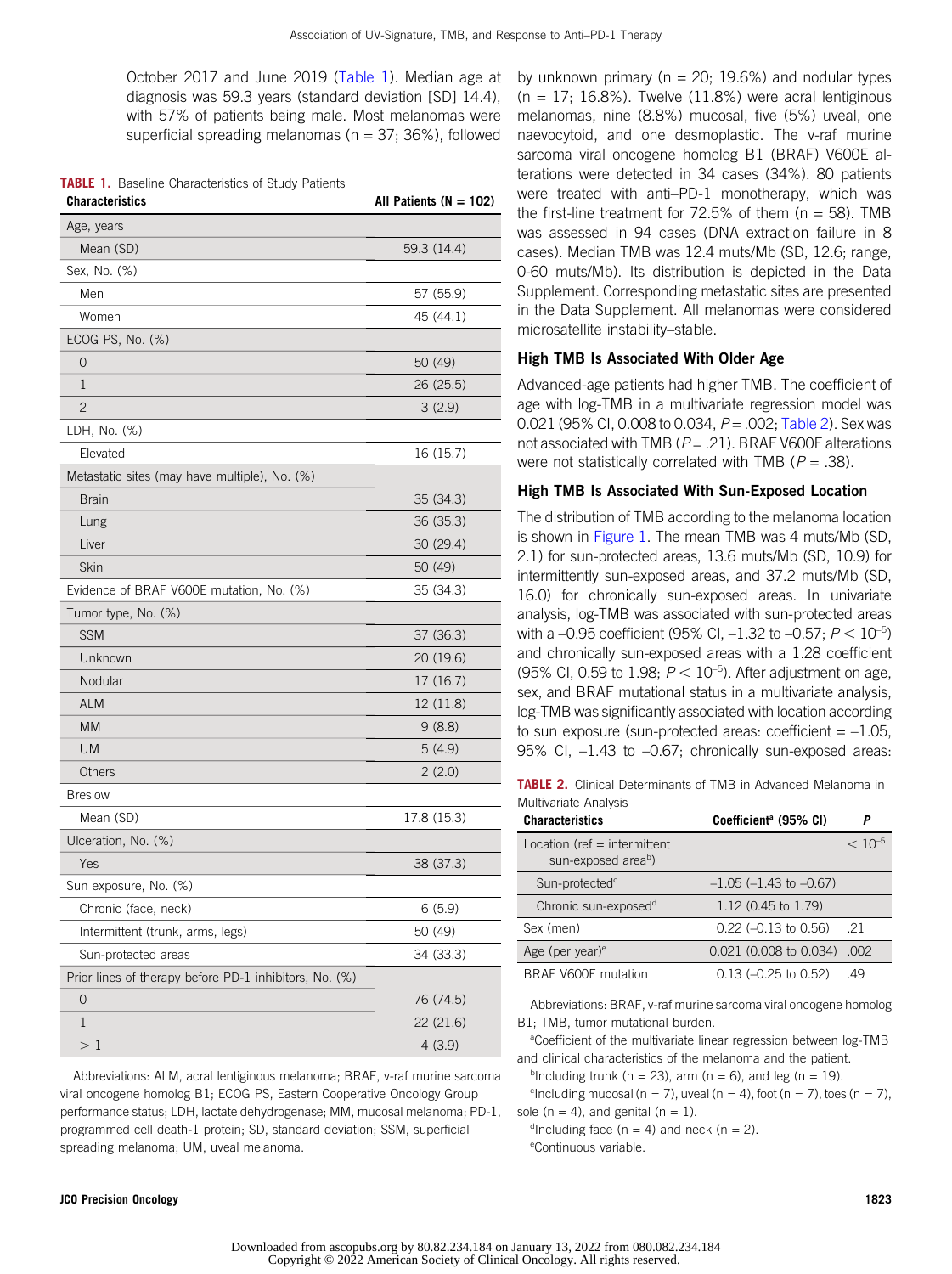October 2017 and June 2019 (Table 1). Median age at diagnosis was 59.3 years (standard deviation [SD] 14.4), with 57% of patients being male. Most melanomas were superficial spreading melanomas (n = 37; 36%), followed by unknown primary (n = 20; 19.6%) and nodular types (n = 17; 16.8%). Twelve (11.8%) were acral lentiginous melanomas, nine (8.8%) mucosal, five (5%) uveal, one naevocytoid, and one desmoplastic. The v-raf murine sarcoma viral oncogene homolog B1 (BRAF) V600E alterations were detected in 34 cases (34%). 80 patients were treated with anti–PD-1 monotherapy, which was the first-line treatment for 72.5% of them (n = 58). TMB was assessed in 94 cases (DNA extraction failure in 8 cases). Median TMB was 12.4 muts/Mb (SD, 12.6; range, 0-60 muts/Mb). Its distribution is depicted in the Data Supplement. Corresponding metastatic sites are presented in the Data Supplement. All melanomas were considered microsatellite instability–stable.

**TABLE 1.** Baseline Characteristics of Study Patients

| Characteristics | All Patients (N = 102) |
|---|---|
| Age, years | |
| Mean (SD) | 59.3 (14.4) |
| Sex, No. (%) | |
| Men | 57 (55.9) |
| Women | 45 (44.1) |
| ECOG PS, No. (%) | |
| 0 | 50 (49) |
| 1 | 26 (25.5) |
| 2 | 3 (2.9) |
| LDH, No. (%) | |
| Elevated | 16 (15.7) |
| Metastatic sites (may have multiple), No. (%) | |
| Brain | 35 (34.3) |
| Lung | 36 (35.3) |
| Liver | 30 (29.4) |
| Skin | 50 (49) |
| Evidence of BRAF V600E mutation, No. (%) | 35 (34.3) |
| Tumor type, No. (%) | |
| SSM | 37 (36.3) |
| Unknown | 20 (19.6) |
| Nodular | 17 (16.7) |
| ALM | 12 (11.8) |
| MM | 9 (8.8) |
| UM | 5 (4.9) |
| Others | 2 (2.0) |
| Breslow | |
| Mean (SD) | 17.8 (15.3) |
| Ulceration, No. (%) | |
| Yes | 38 (37.3) |
| Sun exposure, No. (%) | |
| Chronic (face, neck) | 6 (5.9) |
| Intermittent (trunk, arms, legs) | 50 (49) |
| Sun-protected areas | 34 (33.3) |
| Prior lines of therapy before PD-1 inhibitors, No. (%) | |
| 0 | 76 (74.5) |
| 1 | 22 (21.6) |
| > 1 | 4 (3.9) |

Abbreviations: ALM, acral lentiginous melanoma; BRAF, v-raf murine sarcoma viral oncogene homolog B1; ECOG PS, Eastern Cooperative Oncology Group performance status; LDH, lactate dehydrogenase; MM, mucosal melanoma; PD-1, programmed cell death-1 protein; SD, standard deviation; SSM, superficial spreading melanoma; UM, uveal melanoma.

### High TMB Is Associated With Older Age

Advanced-age patients had higher TMB. The coefficient of age with log-TMB in a multivariate regression model was 0.021 (95% CI, 0.008 to 0.034, $P = .002$; Table 2). Sex was not associated with TMB ($P = .21$). BRAF V600E alterations were not statistically correlated with TMB ($P = .38$).

### High TMB Is Associated With Sun-Exposed Location

The distribution of TMB according to the melanoma location is shown in Figure 1. The mean TMB was 4 muts/Mb (SD, 2.1) for sun-protected areas, 13.6 muts/Mb (SD, 10.9) for intermittently sun-exposed areas, and 37.2 muts/Mb (SD, 16.0) for chronically sun-exposed areas. In univariate analysis, log-TMB was associated with sun-protected areas with a –0.95 coefficient (95% CI, –1.32 to –0.57; $P < 10^{-5}$) and chronically sun-exposed areas with a 1.28 coefficient (95% CI, 0.59 to 1.98; $P < 10^{-5}$). After adjustment on age, sex, and BRAF mutational status in a multivariate analysis, log-TMB was significantly associated with location according to sun exposure (sun-protected areas: coefficient = –1.05, 95% CI, –1.43 to –0.67; chronically sun-exposed areas:

**TABLE 2.** Clinical Determinants of TMB in Advanced Melanoma in Multivariate Analysis

| Characteristics | Coefficient[a] (95% CI) | P |
|---|---|---|
| Location (ref = intermittent sun-exposed area[b]) | | $< 10^{-5}$ |
| Sun-protected[c] | –1.05 (–1.43 to –0.67) | |
| Chronic sun-exposed[d] | 1.12 (0.45 to 1.79) | |
| Sex (men) | 0.22 (–0.13 to 0.56) | .21 |
| Age (per year)[e] | 0.021 (0.008 to 0.034) | .002 |
| BRAF V600E mutation | 0.13 (–0.25 to 0.52) | .49 |

Abbreviations: BRAF, v-raf murine sarcoma viral oncogene homolog B1; TMB, tumor mutational burden.

[a]Coefficient of the multivariate linear regression between log-TMB and clinical characteristics of the melanoma and the patient.

[b]Including trunk (n = 23), arm (n = 6), and leg (n = 19).

[c]Including mucosal (n = 7), uveal (n = 4), foot (n = 7), toes (n = 7), sole (n = 4), and genital (n = 1).

[d]Including face (n = 4) and neck (n = 2).

[e]Continuous variable.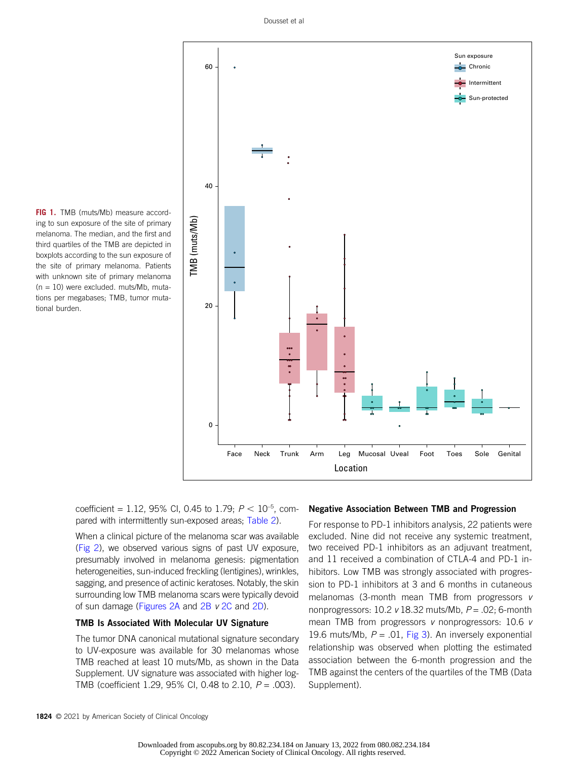**FIG 1.** TMB (muts/Mb) measure according to sun exposure of the site of primary melanoma. The median, and the first and third quartiles of the TMB are depicted in boxplots according to the sun exposure of the site of primary melanoma. Patients with unknown site of primary melanoma (n = 10) were excluded. muts/Mb, mutations per megabases; TMB, tumor mutational burden.

coefficient = 1.12, 95% CI, 0.45 to 1.79; $P < 10^{-5}$, compared with intermittently sun-exposed areas; Table 2).

When a clinical picture of the melanoma scar was available (Fig 2), we observed various signs of past UV exposure, presumably involved in melanoma genesis: pigmentation heterogeneities, sun-induced freckling (lentigines), wrinkles, sagging, and presence of actinic keratoses. Notably, the skin surrounding low TMB melanoma scars were typically devoid of sun damage (Figures 2A and 2B *v* 2C and 2D).

### TMB Is Associated With Molecular UV Signature

The tumor DNA canonical mutational signature secondary to UV-exposure was available for 30 melanomas whose TMB reached at least 10 muts/Mb, as shown in the Data Supplement. UV signature was associated with higher log-TMB (coefficient 1.29, 95% CI, 0.48 to 2.10, $P = .003$).

### Negative Association Between TMB and Progression

For response to PD-1 inhibitors analysis, 22 patients were excluded. Nine did not receive any systemic treatment, two received PD-1 inhibitors as an adjuvant treatment, and 11 received a combination of CTLA-4 and PD-1 inhibitors. Low TMB was strongly associated with progression to PD-1 inhibitors at 3 and 6 months in cutaneous melanomas (3-month mean TMB from progressors *v* nonprogressors: 10.2 *v* 18.32 muts/Mb, $P = .02$; 6-month mean TMB from progressors *v* nonprogressors: 10.6 *v* 19.6 muts/Mb, $P = .01$, Fig 3). An inversely exponential relationship was observed when plotting the estimated association between the 6-month progression and the TMB against the centers of the quartiles of the TMB (Data Supplement).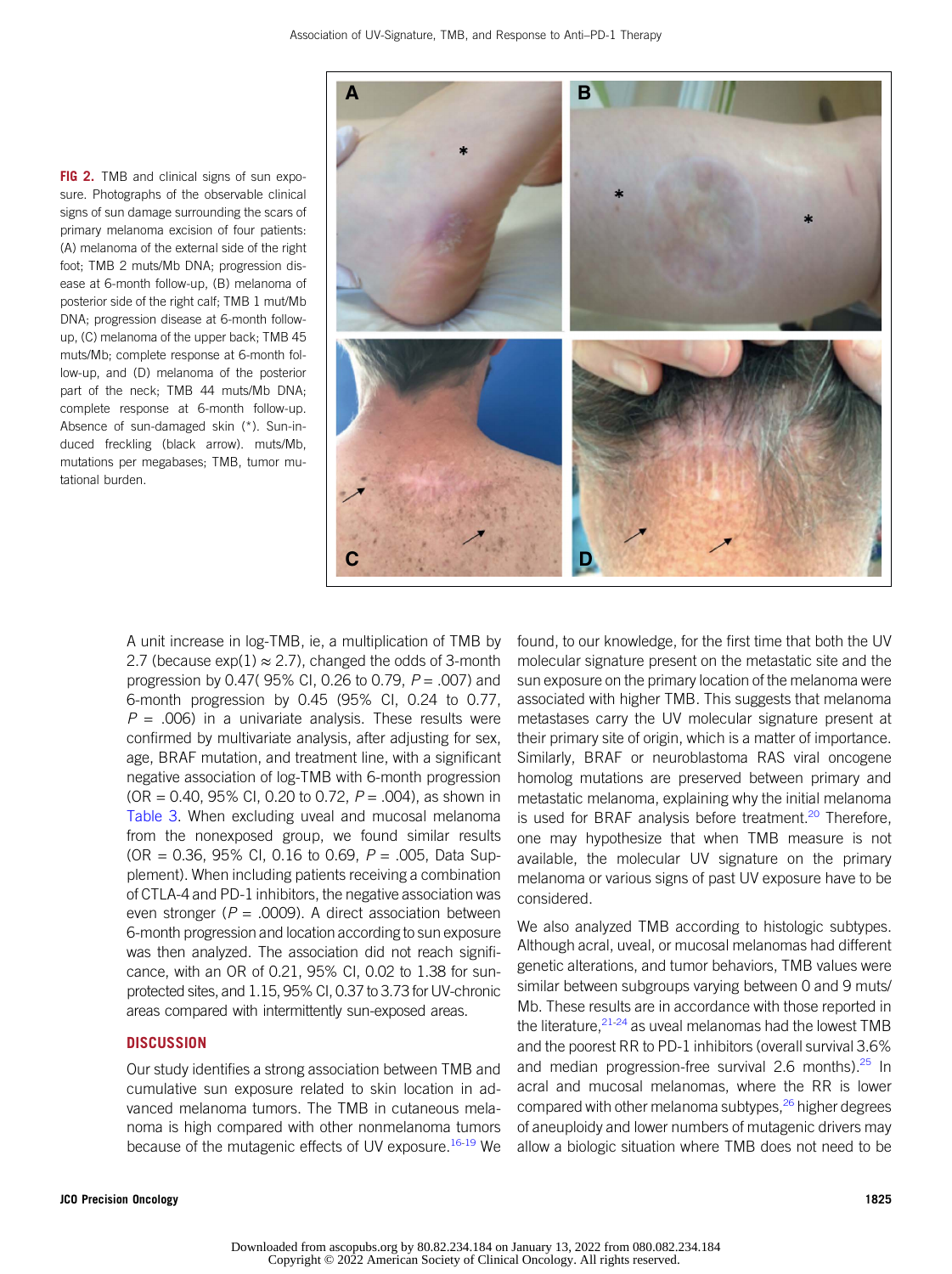**FIG 2.** TMB and clinical signs of sun exposure. Photographs of the observable clinical signs of sun damage surrounding the scars of primary melanoma excision of four patients: (A) melanoma of the external side of the right foot; TMB 2 muts/Mb DNA; progression disease at 6-month follow-up, (B) melanoma of posterior side of the right calf; TMB 1 mut/Mb DNA; progression disease at 6-month follow-up, (C) melanoma of the upper back; TMB 45 muts/Mb; complete response at 6-month follow-up, and (D) melanoma of the posterior part of the neck; TMB 44 muts/Mb DNA; complete response at 6-month follow-up. Absence of sun-damaged skin (*). Sun-induced freckling (black arrow). muts/Mb, mutations per megabases; TMB, tumor mutational burden.

A unit increase in log-TMB, ie, a multiplication of TMB by 2.7 (because exp(1) ≈ 2.7), changed the odds of 3-month progression by 0.47( 95% CI, 0.26 to 0.79, $P = .007$) and 6-month progression by 0.45 (95% CI, 0.24 to 0.77, $P = .006$) in a univariate analysis. These results were confirmed by multivariate analysis, after adjusting for sex, age, BRAF mutation, and treatment line, with a significant negative association of log-TMB with 6-month progression (OR = 0.40, 95% CI, 0.20 to 0.72, $P = .004$), as shown in Table 3. When excluding uveal and mucosal melanoma from the nonexposed group, we found similar results (OR = 0.36, 95% CI, 0.16 to 0.69, $P = .005$, Data Supplement). When including patients receiving a combination of CTLA-4 and PD-1 inhibitors, the negative association was even stronger ($P = .0009$). A direct association between 6-month progression and location according to sun exposure was then analyzed. The association did not reach significance, with an OR of 0.21, 95% CI, 0.02 to 1.38 for sun-protected sites, and 1.15, 95% CI, 0.37 to 3.73 for UV-chronic areas compared with intermittently sun-exposed areas.

## DISCUSSION

Our study identifies a strong association between TMB and cumulative sun exposure related to skin location in advanced melanoma tumors. The TMB in cutaneous melanoma is high compared with other nonmelanoma tumors because of the mutagenic effects of UV exposure.[16-19] We found, to our knowledge, for the first time that both the UV molecular signature present on the metastatic site and the sun exposure on the primary location of the melanoma were associated with higher TMB. This suggests that melanoma metastases carry the UV molecular signature present at their primary site of origin, which is a matter of importance. Similarly, BRAF or neuroblastoma RAS viral oncogene homolog mutations are preserved between primary and metastatic melanoma, explaining why the initial melanoma is used for BRAF analysis before treatment.[20] Therefore, one may hypothesize that when TMB measure is not available, the molecular UV signature on the primary melanoma or various signs of past UV exposure have to be considered.

We also analyzed TMB according to histologic subtypes. Although acral, uveal, or mucosal melanomas had different genetic alterations, and tumor behaviors, TMB values were similar between subgroups varying between 0 and 9 muts/Mb. These results are in accordance with those reported in the literature,[21-24] as uveal melanomas had the lowest TMB and the poorest RR to PD-1 inhibitors (overall survival 3.6% and median progression-free survival 2.6 months).[25] In acral and mucosal melanomas, where the RR is lower compared with other melanoma subtypes,[26] higher degrees of aneuploidy and lower numbers of mutagenic drivers may allow a biologic situation where TMB does not need to be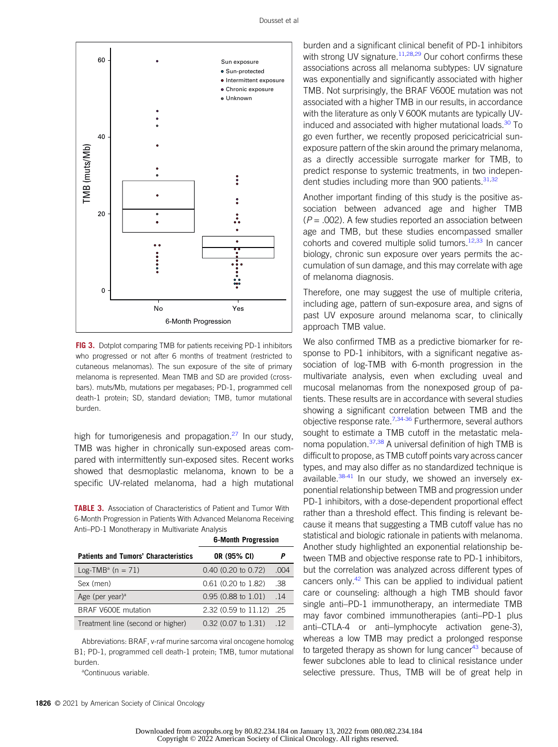FIG 3. Dotplot comparing TMB for patients receiving PD-1 inhibitors who progressed or not after 6 months of treatment (restricted to cutaneous melanomas). The sun exposure of the site of primary melanoma is represented. Mean TMB and SD are provided (crossbars). muts/Mb, mutations per megabases; PD-1, programmed cell death-1 protein; SD, standard deviation; TMB, tumor mutational burden.

high for tumorigenesis and propagation.[27] In our study, TMB was higher in chronically sun-exposed areas compared with intermittently sun-exposed sites. Recent works showed that desmoplastic melanoma, known to be a specific UV-related melanoma, had a high mutational burden and a significant clinical benefit of PD-1 inhibitors with strong UV signature.[11,28,29] Our cohort confirms these associations across all melanoma subtypes: UV signature was exponentially and significantly associated with higher TMB. Not surprisingly, the BRAF V600E mutation was not associated with a higher TMB in our results, in accordance with the literature as only V 600K mutants are typically UV-induced and associated with higher mutational loads.[30] To go even further, we recently proposed pericicatricial sun-exposure pattern of the skin around the primary melanoma, as a directly accessible surrogate marker for TMB, to predict response to systemic treatments, in two independent studies including more than 900 patients.[31,32]

**TABLE 3.** Association of Characteristics of Patient and Tumor With 6-Month Progression in Patients With Advanced Melanoma Receiving Anti–PD-1 Monotherapy in Multivariate Analysis

| | 6-Month Progression | |
|---|---|---|
| **Patients and Tumors' Characteristics** | **OR (95% CI)** | ***P*** |
| Log-TMB[a] (n = 71) | 0.40 (0.20 to 0.72) | .004 |
| Sex (men) | 0.61 (0.20 to 1.82) | .38 |
| Age (per year)[a] | 0.95 (0.88 to 1.01) | .14 |
| BRAF V600E mutation | 2.32 (0.59 to 11.12) | .25 |
| Treatment line (second or higher) | 0.32 (0.07 to 1.31) | .12 |

Abbreviations: BRAF, v-raf murine sarcoma viral oncogene homolog B1; PD-1, programmed cell death-1 protein; TMB, tumor mutational burden.

[a]Continuous variable.

Another important finding of this study is the positive association between advanced age and higher TMB ($P = .002$). A few studies reported an association between age and TMB, but these studies encompassed smaller cohorts and covered multiple solid tumors.[12,33] In cancer biology, chronic sun exposure over years permits the accumulation of sun damage, and this may correlate with age of melanoma diagnosis.

Therefore, one may suggest the use of multiple criteria, including age, pattern of sun-exposure area, and signs of past UV exposure around melanoma scar, to clinically approach TMB value.

We also confirmed TMB as a predictive biomarker for response to PD-1 inhibitors, with a significant negative association of log-TMB with 6-month progression in the multivariate analysis, even when excluding uveal and mucosal melanomas from the nonexposed group of patients. These results are in accordance with several studies showing a significant correlation between TMB and the objective response rate.[7,34-36] Furthermore, several authors sought to estimate a TMB cutoff in the metastatic melanoma population.[37,38] A universal definition of high TMB is difficult to propose, as TMB cutoff points vary across cancer types, and may also differ as no standardized technique is available.[38-41] In our study, we showed an inversely exponential relationship between TMB and progression under PD-1 inhibitors, with a dose-dependent proportional effect rather than a threshold effect. This finding is relevant because it means that suggesting a TMB cutoff value has no statistical and biologic rationale in patients with melanoma. Another study highlighted an exponential relationship between TMB and objective response rate to PD-1 inhibitors, but the correlation was analyzed across different types of cancers only.[42] This can be applied to individual patient care or counseling: although a high TMB should favor single anti–PD-1 immunotherapy, an intermediate TMB may favor combined immunotherapies (anti–PD-1 plus anti–CTLA-4 or anti–lymphocyte activation gene-3), whereas a low TMB may predict a prolonged response to targeted therapy as shown for lung cancer[43] because of fewer subclones able to lead to clinical resistance under selective pressure. Thus, TMB will be of great help in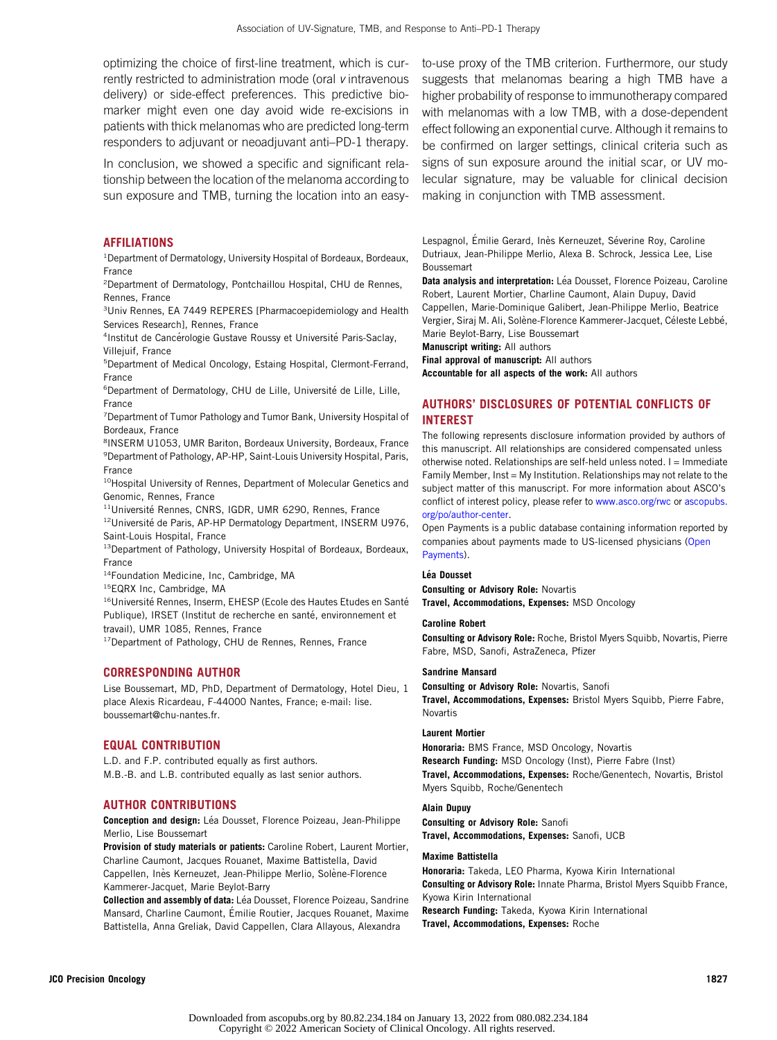optimizing the choice of first-line treatment, which is currently restricted to administration mode (oral *v* intravenous delivery) or side-effect preferences. This predictive biomarker might even one day avoid wide re-excisions in patients with thick melanomas who are predicted long-term responders to adjuvant or neoadjuvant anti–PD-1 therapy.

In conclusion, we showed a specific and significant relationship between the location of the melanoma according to sun exposure and TMB, turning the location into an easy-to-use proxy of the TMB criterion. Furthermore, our study suggests that melanomas bearing a high TMB have a higher probability of response to immunotherapy compared with melanomas with a low TMB, with a dose-dependent effect following an exponential curve. Although it remains to be confirmed on larger settings, clinical criteria such as signs of sun exposure around the initial scar, or UV molecular signature, may be valuable for clinical decision making in conjunction with TMB assessment.

## AFFILIATIONS

[1]Department of Dermatology, University Hospital of Bordeaux, Bordeaux, France
[2]Department of Dermatology, Pontchaillou Hospital, CHU de Rennes, Rennes, France
[3]Univ Rennes, EA 7449 REPERES [Pharmacoepidemiology and Health Services Research], Rennes, France
[4]Institut de Cancérologie Gustave Roussy et Université Paris-Saclay, Villejuif, France
[5]Department of Medical Oncology, Estaing Hospital, Clermont-Ferrand, France
[6]Department of Dermatology, CHU de Lille, Université de Lille, Lille, France
[7]Department of Tumor Pathology and Tumor Bank, University Hospital of Bordeaux, France
[8]INSERM U1053, UMR Bariton, Bordeaux University, Bordeaux, France
[9]Department of Pathology, AP-HP, Saint-Louis University Hospital, Paris, France
[10]Hospital University of Rennes, Department of Molecular Genetics and Genomic, Rennes, France
[11]Université Rennes, CNRS, IGDR, UMR 6290, Rennes, France
[12]Université de Paris, AP-HP Dermatology Department, INSERM U976, Saint-Louis Hospital, France
[13]Department of Pathology, University Hospital of Bordeaux, Bordeaux, France
[14]Foundation Medicine, Inc, Cambridge, MA
[15]EQRX Inc, Cambridge, MA
[16]Université Rennes, Inserm, EHESP (Ecole des Hautes Etudes en Santé Publique), IRSET (Institut de recherche en santé, environnement et travail), UMR 1085, Rennes, France
[17]Department of Pathology, CHU de Rennes, Rennes, France

## CORRESPONDING AUTHOR

Lise Boussemart, MD, PhD, Department of Dermatology, Hotel Dieu, 1 place Alexis Ricardeau, F-44000 Nantes, France; e-mail: lise.boussemart@chu-nantes.fr.

## EQUAL CONTRIBUTION

L.D. and F.P. contributed equally as first authors.
M.B.-B. and L.B. contributed equally as last senior authors.

## AUTHOR CONTRIBUTIONS

**Conception and design:** Léa Dousset, Florence Poizeau, Jean-Philippe Merlio, Lise Boussemart
**Provision of study materials or patients:** Caroline Robert, Laurent Mortier, Charline Caumont, Jacques Rouanet, Maxime Battistella, David Cappellen, Inès Kerneuzet, Jean-Philippe Merlio, Solène-Florence Kammerer-Jacquet, Marie Beylot-Barry
**Collection and assembly of data:** Léa Dousset, Florence Poizeau, Sandrine Mansard, Charline Caumont, Émilie Routier, Jacques Rouanet, Maxime Battistella, Anna Greliak, David Cappellen, Clara Allayous, Alexandra Lespagnol, Émilie Gerard, Inès Kerneuzet, Séverine Roy, Caroline Dutriaux, Jean-Philippe Merlio, Alexa B. Schrock, Jessica Lee, Lise Boussemart
**Data analysis and interpretation:** Léa Dousset, Florence Poizeau, Caroline Robert, Laurent Mortier, Charline Caumont, Alain Dupuy, David Cappellen, Marie-Dominique Galibert, Jean-Philippe Merlio, Beatrice Vergier, Siraj M. Ali, Solène-Florence Kammerer-Jacquet, Céleste Lebbé, Marie Beylot-Barry, Lise Boussemart
**Manuscript writing:** All authors
**Final approval of manuscript:** All authors
**Accountable for all aspects of the work:** All authors

## AUTHORS' DISCLOSURES OF POTENTIAL CONFLICTS OF INTEREST

The following represents disclosure information provided by authors of this manuscript. All relationships are considered compensated unless otherwise noted. Relationships are self-held unless noted. I = Immediate Family Member, Inst = My Institution. Relationships may not relate to the subject matter of this manuscript. For more information about ASCO's conflict of interest policy, please refer to www.asco.org/rwc or ascopubs.org/po/author-center.

Open Payments is a public database containing information reported by companies about payments made to US-licensed physicians (Open Payments).

**Léa Dousset**
**Consulting or Advisory Role:** Novartis
**Travel, Accommodations, Expenses:** MSD Oncology

**Caroline Robert**
**Consulting or Advisory Role:** Roche, Bristol Myers Squibb, Novartis, Pierre Fabre, MSD, Sanofi, AstraZeneca, Pfizer

**Sandrine Mansard**
**Consulting or Advisory Role:** Novartis, Sanofi
**Travel, Accommodations, Expenses:** Bristol Myers Squibb, Pierre Fabre, Novartis

**Laurent Mortier**
**Honoraria:** BMS France, MSD Oncology, Novartis
**Research Funding:** MSD Oncology (Inst), Pierre Fabre (Inst)
**Travel, Accommodations, Expenses:** Roche/Genentech, Novartis, Bristol Myers Squibb, Roche/Genentech

**Alain Dupuy**
**Consulting or Advisory Role:** Sanofi
**Travel, Accommodations, Expenses:** Sanofi, UCB

**Maxime Battistella**
**Honoraria:** Takeda, LEO Pharma, Kyowa Kirin International
**Consulting or Advisory Role:** Innate Pharma, Bristol Myers Squibb France, Kyowa Kirin International
**Research Funding:** Takeda, Kyowa Kirin International
**Travel, Accommodations, Expenses:** Roche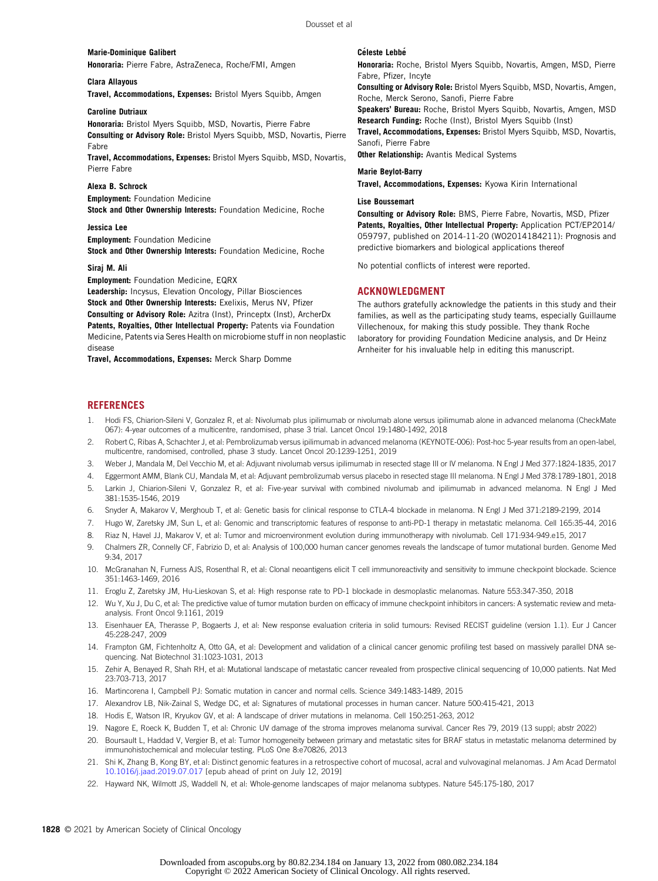**Marie-Dominique Galibert**
**Honoraria:** Pierre Fabre, AstraZeneca, Roche/FMI, Amgen

**Clara Allayous**
**Travel, Accommodations, Expenses:** Bristol Myers Squibb, Amgen

**Caroline Dutriaux**
**Honoraria:** Bristol Myers Squibb, MSD, Novartis, Pierre Fabre
**Consulting or Advisory Role:** Bristol Myers Squibb, MSD, Novartis, Pierre Fabre
**Travel, Accommodations, Expenses:** Bristol Myers Squibb, MSD, Novartis, Pierre Fabre

**Alexa B. Schrock**
**Employment:** Foundation Medicine
**Stock and Other Ownership Interests:** Foundation Medicine, Roche

**Jessica Lee**
**Employment:** Foundation Medicine
**Stock and Other Ownership Interests:** Foundation Medicine, Roche

**Siraj M. Ali**
**Employment:** Foundation Medicine, EQRX
**Leadership:** Incysus, Elevation Oncology, Pillar Biosciences
**Stock and Other Ownership Interests:** Exelixis, Merus NV, Pfizer
**Consulting or Advisory Role:** Azitra (Inst), Princeptx (Inst), ArcherDx
**Patents, Royalties, Other Intellectual Property:** Patents via Foundation Medicine, Patents via Seres Health on microbiome stuff in non neoplastic disease
**Travel, Accommodations, Expenses:** Merck Sharp Domme

**Céleste Lebbé**
**Honoraria:** Roche, Bristol Myers Squibb, Novartis, Amgen, MSD, Pierre Fabre, Pfizer, Incyte
**Consulting or Advisory Role:** Bristol Myers Squibb, MSD, Novartis, Amgen, Roche, Merck Serono, Sanofi, Pierre Fabre
**Speakers' Bureau:** Roche, Bristol Myers Squibb, Novartis, Amgen, MSD
**Research Funding:** Roche (Inst), Bristol Myers Squibb (Inst)
**Travel, Accommodations, Expenses:** Bristol Myers Squibb, MSD, Novartis, Sanofi, Pierre Fabre
**Other Relationship:** Avantis Medical Systems

**Marie Beylot-Barry**
**Travel, Accommodations, Expenses:** Kyowa Kirin International

**Lise Boussemart**
**Consulting or Advisory Role:** BMS, Pierre Fabre, Novartis, MSD, Pfizer
**Patents, Royalties, Other Intellectual Property:** Application PCT/EP2014/059797, published on 2014-11-20 (WO2014184211): Prognosis and predictive biomarkers and biological applications thereof

No potential conflicts of interest were reported.

## ACKNOWLEDGMENT

The authors gratefully acknowledge the patients in this study and their families, as well as the participating study teams, especially Guillaume Villechenoux, for making this study possible. They thank Roche laboratory for providing Foundation Medicine analysis, and Dr Heinz Arnheiter for his invaluable help in editing this manuscript.

## REFERENCES

1. Hodi FS, Chiarion-Sileni V, Gonzalez R, et al: Nivolumab plus ipilimumab or nivolumab alone versus ipilimumab alone in advanced melanoma (CheckMate 067): 4-year outcomes of a multicentre, randomised, phase 3 trial. Lancet Oncol 19:1480-1492, 2018
2. Robert C, Ribas A, Schachter J, et al: Pembrolizumab versus ipilimumab in advanced melanoma (KEYNOTE-006): Post-hoc 5-year results from an open-label, multicentre, randomised, controlled, phase 3 study. Lancet Oncol 20:1239-1251, 2019
3. Weber J, Mandala M, Del Vecchio M, et al: Adjuvant nivolumab versus ipilimumab in resected stage III or IV melanoma. N Engl J Med 377:1824-1835, 2017
4. Eggermont AMM, Blank CU, Mandala M, et al: Adjuvant pembrolizumab versus placebo in resected stage III melanoma. N Engl J Med 378:1789-1801, 2018
5. Larkin J, Chiarion-Sileni V, Gonzalez R, et al: Five-year survival with combined nivolumab and ipilimumab in advanced melanoma. N Engl J Med 381:1535-1546, 2019
6. Snyder A, Makarov V, Merghoub T, et al: Genetic basis for clinical response to CTLA-4 blockade in melanoma. N Engl J Med 371:2189-2199, 2014
7. Hugo W, Zaretsky JM, Sun L, et al: Genomic and transcriptomic features of response to anti-PD-1 therapy in metastatic melanoma. Cell 165:35-44, 2016
8. Riaz N, Havel JJ, Makarov V, et al: Tumor and microenvironment evolution during immunotherapy with nivolumab. Cell 171:934-949.e15, 2017
9. Chalmers ZR, Connelly CF, Fabrizio D, et al: Analysis of 100,000 human cancer genomes reveals the landscape of tumor mutational burden. Genome Med 9:34, 2017
10. McGranahan N, Furness AJS, Rosenthal R, et al: Clonal neoantigens elicit T cell immunoreactivity and sensitivity to immune checkpoint blockade. Science 351:1463-1469, 2016
11. Eroglu Z, Zaretsky JM, Hu-Lieskovan S, et al: High response rate to PD-1 blockade in desmoplastic melanomas. Nature 553:347-350, 2018
12. Wu Y, Xu J, Du C, et al: The predictive value of tumor mutation burden on efficacy of immune checkpoint inhibitors in cancers: A systematic review and meta-analysis. Front Oncol 9:1161, 2019
13. Eisenhauer EA, Therasse P, Bogaerts J, et al: New response evaluation criteria in solid tumours: Revised RECIST guideline (version 1.1). Eur J Cancer 45:228-247, 2009
14. Frampton GM, Fichtenholtz A, Otto GA, et al: Development and validation of a clinical cancer genomic profiling test based on massively parallel DNA sequencing. Nat Biotechnol 31:1023-1031, 2013
15. Zehir A, Benayed R, Shah RH, et al: Mutational landscape of metastatic cancer revealed from prospective clinical sequencing of 10,000 patients. Nat Med 23:703-713, 2017
16. Martincorena I, Campbell PJ: Somatic mutation in cancer and normal cells. Science 349:1483-1489, 2015
17. Alexandrov LB, Nik-Zainal S, Wedge DC, et al: Signatures of mutational processes in human cancer. Nature 500:415-421, 2013
18. Hodis E, Watson IR, Kryukov GV, et al: A landscape of driver mutations in melanoma. Cell 150:251-263, 2012
19. Nagore E, Roeck K, Budden T, et al: Chronic UV damage of the stroma improves melanoma survival. Cancer Res 79, 2019 (13 suppl; abstr 2022)
20. Boursault L, Haddad V, Vergier B, et al: Tumor homogeneity between primary and metastatic sites for BRAF status in metastatic melanoma determined by immunohistochemical and molecular testing. PLoS One 8:e70826, 2013
21. Shi K, Zhang B, Kong BY, et al: Distinct genomic features in a retrospective cohort of mucosal, acral and vulvovaginal melanomas. J Am Acad Dermatol 10.1016/j.jaad.2019.07.017 [epub ahead of print on July 12, 2019]
22. Hayward NK, Wilmott JS, Waddell N, et al: Whole-genome landscapes of major melanoma subtypes. Nature 545:175-180, 2017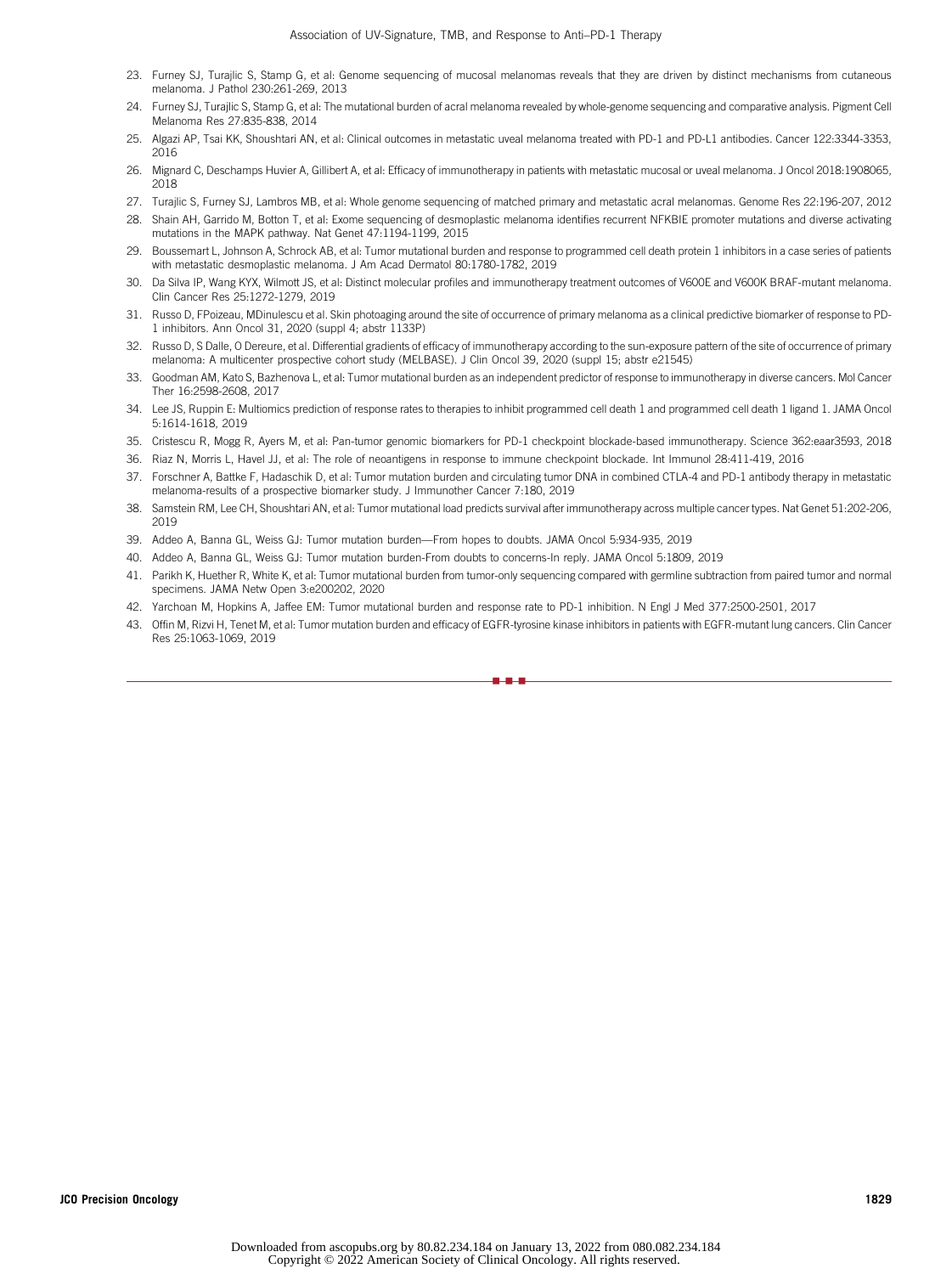23. Furney SJ, Turajlic S, Stamp G, et al: Genome sequencing of mucosal melanomas reveals that they are driven by distinct mechanisms from cutaneous melanoma. J Pathol 230:261-269, 2013
24. Furney SJ, Turajlic S, Stamp G, et al: The mutational burden of acral melanoma revealed by whole-genome sequencing and comparative analysis. Pigment Cell Melanoma Res 27:835-838, 2014
25. Algazi AP, Tsai KK, Shoushtari AN, et al: Clinical outcomes in metastatic uveal melanoma treated with PD-1 and PD-L1 antibodies. Cancer 122:3344-3353, 2016
26. Mignard C, Deschamps Huvier A, Gillibert A, et al: Efficacy of immunotherapy in patients with metastatic mucosal or uveal melanoma. J Oncol 2018:1908065, 2018
27. Turajlic S, Furney SJ, Lambros MB, et al: Whole genome sequencing of matched primary and metastatic acral melanomas. Genome Res 22:196-207, 2012
28. Shain AH, Garrido M, Botton T, et al: Exome sequencing of desmoplastic melanoma identifies recurrent NFKBIE promoter mutations and diverse activating mutations in the MAPK pathway. Nat Genet 47:1194-1199, 2015
29. Boussemart L, Johnson A, Schrock AB, et al: Tumor mutational burden and response to programmed cell death protein 1 inhibitors in a case series of patients with metastatic desmoplastic melanoma. J Am Acad Dermatol 80:1780-1782, 2019
30. Da Silva IP, Wang KYX, Wilmott JS, et al: Distinct molecular profiles and immunotherapy treatment outcomes of V600E and V600K BRAF-mutant melanoma. Clin Cancer Res 25:1272-1279, 2019
31. Russo D, FPoizeau, MDinulescu et al. Skin photoaging around the site of occurrence of primary melanoma as a clinical predictive biomarker of response to PD-1 inhibitors. Ann Oncol 31, 2020 (suppl 4; abstr 1133P)
32. Russo D, S Dalle, O Dereure, et al. Differential gradients of efficacy of immunotherapy according to the sun-exposure pattern of the site of occurrence of primary melanoma: A multicenter prospective cohort study (MELBASE). J Clin Oncol 39, 2020 (suppl 15; abstr e21545)
33. Goodman AM, Kato S, Bazhenova L, et al: Tumor mutational burden as an independent predictor of response to immunotherapy in diverse cancers. Mol Cancer Ther 16:2598-2608, 2017
34. Lee JS, Ruppin E: Multiomics prediction of response rates to therapies to inhibit programmed cell death 1 and programmed cell death 1 ligand 1. JAMA Oncol 5:1614-1618, 2019
35. Cristescu R, Mogg R, Ayers M, et al: Pan-tumor genomic biomarkers for PD-1 checkpoint blockade-based immunotherapy. Science 362:eaar3593, 2018
36. Riaz N, Morris L, Havel JJ, et al: The role of neoantigens in response to immune checkpoint blockade. Int Immunol 28:411-419, 2016
37. Forschner A, Battke F, Hadaschik D, et al: Tumor mutation burden and circulating tumor DNA in combined CTLA-4 and PD-1 antibody therapy in metastatic melanoma-results of a prospective biomarker study. J Immunother Cancer 7:180, 2019
38. Samstein RM, Lee CH, Shoushtari AN, et al: Tumor mutational load predicts survival after immunotherapy across multiple cancer types. Nat Genet 51:202-206, 2019
39. Addeo A, Banna GL, Weiss GJ: Tumor mutation burden—From hopes to doubts. JAMA Oncol 5:934-935, 2019
40. Addeo A, Banna GL, Weiss GJ: Tumor mutation burden-From doubts to concerns-In reply. JAMA Oncol 5:1809, 2019
41. Parikh K, Huether R, White K, et al: Tumor mutational burden from tumor-only sequencing compared with germline subtraction from paired tumor and normal specimens. JAMA Netw Open 3:e200202, 2020
42. Yarchoan M, Hopkins A, Jaffee EM: Tumor mutational burden and response rate to PD-1 inhibition. N Engl J Med 377:2500-2501, 2017
43. Offin M, Rizvi H, Tenet M, et al: Tumor mutation burden and efficacy of EGFR-tyrosine kinase inhibitors in patients with EGFR-mutant lung cancers. Clin Cancer Res 25:1063-1069, 2019